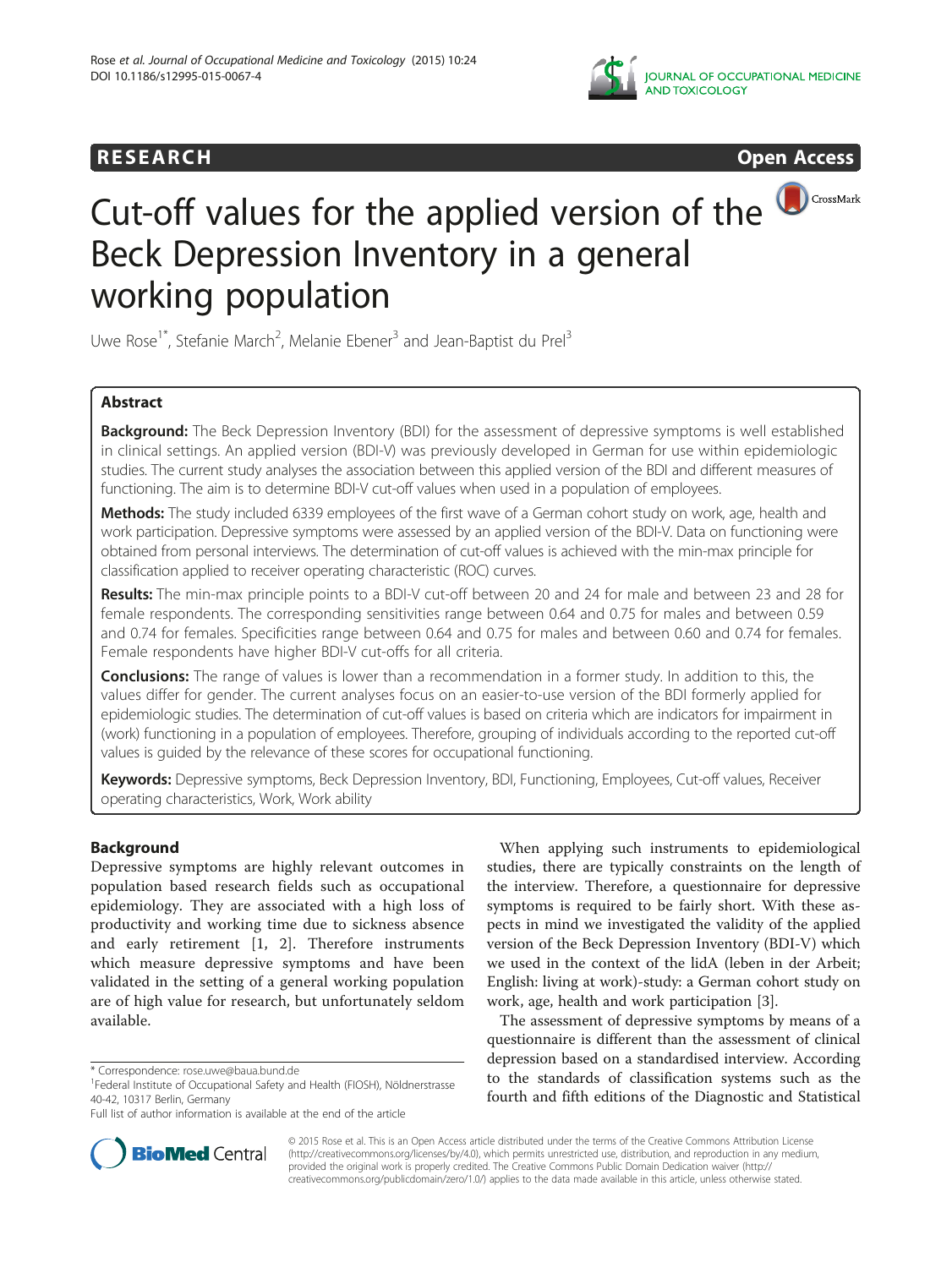RESEARCH Open Access

# Cut-off values for the applied version of the Beck Depression Inventory in a general working population

Uwe Rose[1*], Stefanie March[2], Melanie Ebener[3] and Jean-Baptist du Prel[3]

## Abstract

**Background:** The Beck Depression Inventory (BDI) for the assessment of depressive symptoms is well established in clinical settings. An applied version (BDI-V) was previously developed in German for use within epidemiologic studies. The current study analyses the association between this applied version of the BDI and different measures of functioning. The aim is to determine BDI-V cut-off values when used in a population of employees.

**Methods:** The study included 6339 employees of the first wave of a German cohort study on work, age, health and work participation. Depressive symptoms were assessed by an applied version of the BDI-V. Data on functioning were obtained from personal interviews. The determination of cut-off values is achieved with the min-max principle for classification applied to receiver operating characteristic (ROC) curves.

**Results:** The min-max principle points to a BDI-V cut-off between 20 and 24 for male and between 23 and 28 for female respondents. The corresponding sensitivities range between 0.64 and 0.75 for males and between 0.59 and 0.74 for females. Specificities range between 0.64 and 0.75 for males and between 0.60 and 0.74 for females. Female respondents have higher BDI-V cut-offs for all criteria.

**Conclusions:** The range of values is lower than a recommendation in a former study. In addition to this, the values differ for gender. The current analyses focus on an easier-to-use version of the BDI formerly applied for epidemiologic studies. The determination of cut-off values is based on criteria which are indicators for impairment in (work) functioning in a population of employees. Therefore, grouping of individuals according to the reported cut-off values is guided by the relevance of these scores for occupational functioning.

**Keywords:** Depressive symptoms, Beck Depression Inventory, BDI, Functioning, Employees, Cut-off values, Receiver operating characteristics, Work, Work ability

## Background

Depressive symptoms are highly relevant outcomes in population based research fields such as occupational epidemiology. They are associated with a high loss of productivity and working time due to sickness absence and early retirement [1, 2]. Therefore instruments which measure depressive symptoms and have been validated in the setting of a general working population are of high value for research, but unfortunately seldom available.

When applying such instruments to epidemiological studies, there are typically constraints on the length of the interview. Therefore, a questionnaire for depressive symptoms is required to be fairly short. With these aspects in mind we investigated the validity of the applied version of the Beck Depression Inventory (BDI-V) which we used in the context of the lidA (leben in der Arbeit; English: living at work)-study: a German cohort study on work, age, health and work participation [3].

The assessment of depressive symptoms by means of a questionnaire is different than the assessment of clinical depression based on a standardised interview. According to the standards of classification systems such as the fourth and fifth editions of the Diagnostic and Statistical

\* Correspondence: rose.uwe@baua.bund.de

[1]Federal Institute of Occupational Safety and Health (FIOSH), Nöldnerstrasse 40-42, 10317 Berlin, Germany

Full list of author information is available at the end of the article

© 2015 Rose et al. This is an Open Access article distributed under the terms of the Creative Commons Attribution License (http://creativecommons.org/licenses/by/4.0), which permits unrestricted use, distribution, and reproduction in any medium, provided the original work is properly credited. The Creative Commons Public Domain Dedication waiver (http://creativecommons.org/publicdomain/zero/1.0/) applies to the data made available in this article, unless otherwise stated.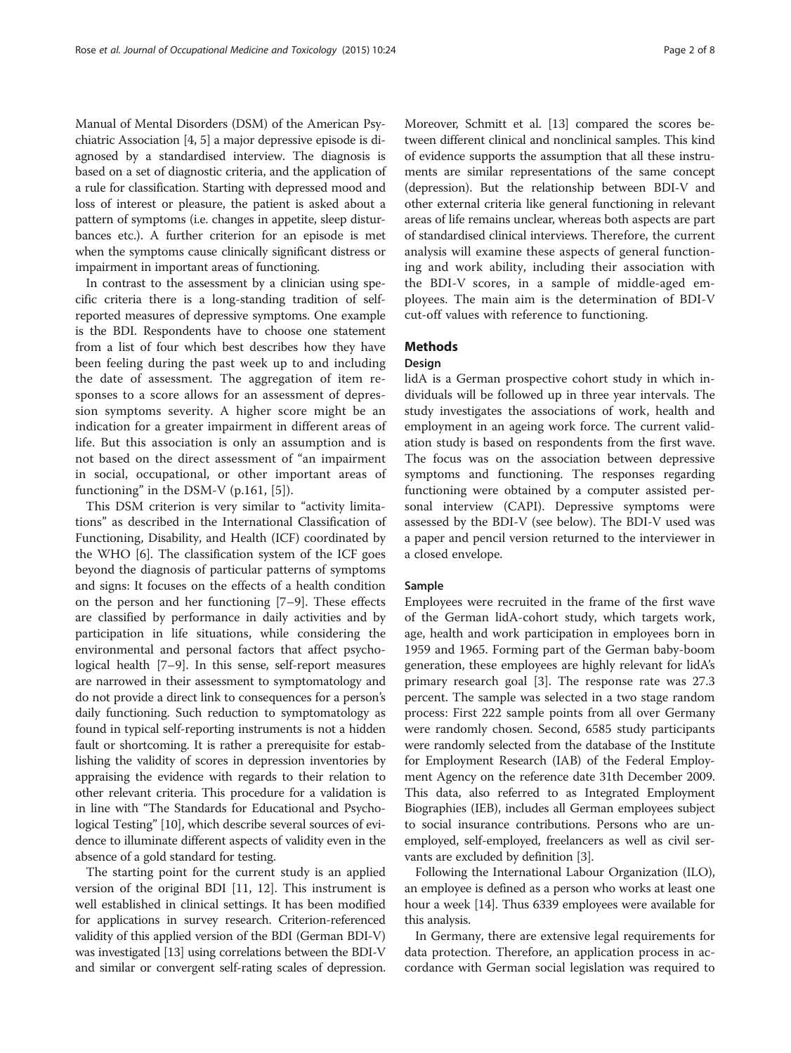Manual of Mental Disorders (DSM) of the American Psychiatric Association [4, 5] a major depressive episode is diagnosed by a standardised interview. The diagnosis is based on a set of diagnostic criteria, and the application of a rule for classification. Starting with depressed mood and loss of interest or pleasure, the patient is asked about a pattern of symptoms (i.e. changes in appetite, sleep disturbances etc.). A further criterion for an episode is met when the symptoms cause clinically significant distress or impairment in important areas of functioning.

In contrast to the assessment by a clinician using specific criteria there is a long-standing tradition of self-reported measures of depressive symptoms. One example is the BDI. Respondents have to choose one statement from a list of four which best describes how they have been feeling during the past week up to and including the date of assessment. The aggregation of item responses to a score allows for an assessment of depression symptoms severity. A higher score might be an indication for a greater impairment in different areas of life. But this association is only an assumption and is not based on the direct assessment of "an impairment in social, occupational, or other important areas of functioning" in the DSM-V (p.161, [5]).

This DSM criterion is very similar to "activity limitations" as described in the International Classification of Functioning, Disability, and Health (ICF) coordinated by the WHO [6]. The classification system of the ICF goes beyond the diagnosis of particular patterns of symptoms and signs: It focuses on the effects of a health condition on the person and her functioning [7–9]. These effects are classified by performance in daily activities and by participation in life situations, while considering the environmental and personal factors that affect psychological health [7–9]. In this sense, self-report measures are narrowed in their assessment to symptomatology and do not provide a direct link to consequences for a person's daily functioning. Such reduction to symptomatology as found in typical self-reporting instruments is not a hidden fault or shortcoming. It is rather a prerequisite for establishing the validity of scores in depression inventories by appraising the evidence with regards to their relation to other relevant criteria. This procedure for a validation is in line with "The Standards for Educational and Psychological Testing" [10], which describe several sources of evidence to illuminate different aspects of validity even in the absence of a gold standard for testing.

The starting point for the current study is an applied version of the original BDI [11, 12]. This instrument is well established in clinical settings. It has been modified for applications in survey research. Criterion-referenced validity of this applied version of the BDI (German BDI-V) was investigated [13] using correlations between the BDI-V and similar or convergent self-rating scales of depression. Moreover, Schmitt et al. [13] compared the scores between different clinical and nonclinical samples. This kind of evidence supports the assumption that all these instruments are similar representations of the same concept (depression). But the relationship between BDI-V and other external criteria like general functioning in relevant areas of life remains unclear, whereas both aspects are part of standardised clinical interviews. Therefore, the current analysis will examine these aspects of general functioning and work ability, including their association with the BDI-V scores, in a sample of middle-aged employees. The main aim is the determination of BDI-V cut-off values with reference to functioning.

## Methods

### Design

lidA is a German prospective cohort study in which individuals will be followed up in three year intervals. The study investigates the associations of work, health and employment in an ageing work force. The current validation study is based on respondents from the first wave. The focus was on the association between depressive symptoms and functioning. The responses regarding functioning were obtained by a computer assisted personal interview (CAPI). Depressive symptoms were assessed by the BDI-V (see below). The BDI-V used was a paper and pencil version returned to the interviewer in a closed envelope.

### Sample

Employees were recruited in the frame of the first wave of the German lidA-cohort study, which targets work, age, health and work participation in employees born in 1959 and 1965. Forming part of the German baby-boom generation, these employees are highly relevant for lidA's primary research goal [3]. The response rate was 27.3 percent. The sample was selected in a two stage random process: First 222 sample points from all over Germany were randomly chosen. Second, 6585 study participants were randomly selected from the database of the Institute for Employment Research (IAB) of the Federal Employment Agency on the reference date 31th December 2009. This data, also referred to as Integrated Employment Biographies (IEB), includes all German employees subject to social insurance contributions. Persons who are unemployed, self-employed, freelancers as well as civil servants are excluded by definition [3].

Following the International Labour Organization (ILO), an employee is defined as a person who works at least one hour a week [14]. Thus 6339 employees were available for this analysis.

In Germany, there are extensive legal requirements for data protection. Therefore, an application process in accordance with German social legislation was required to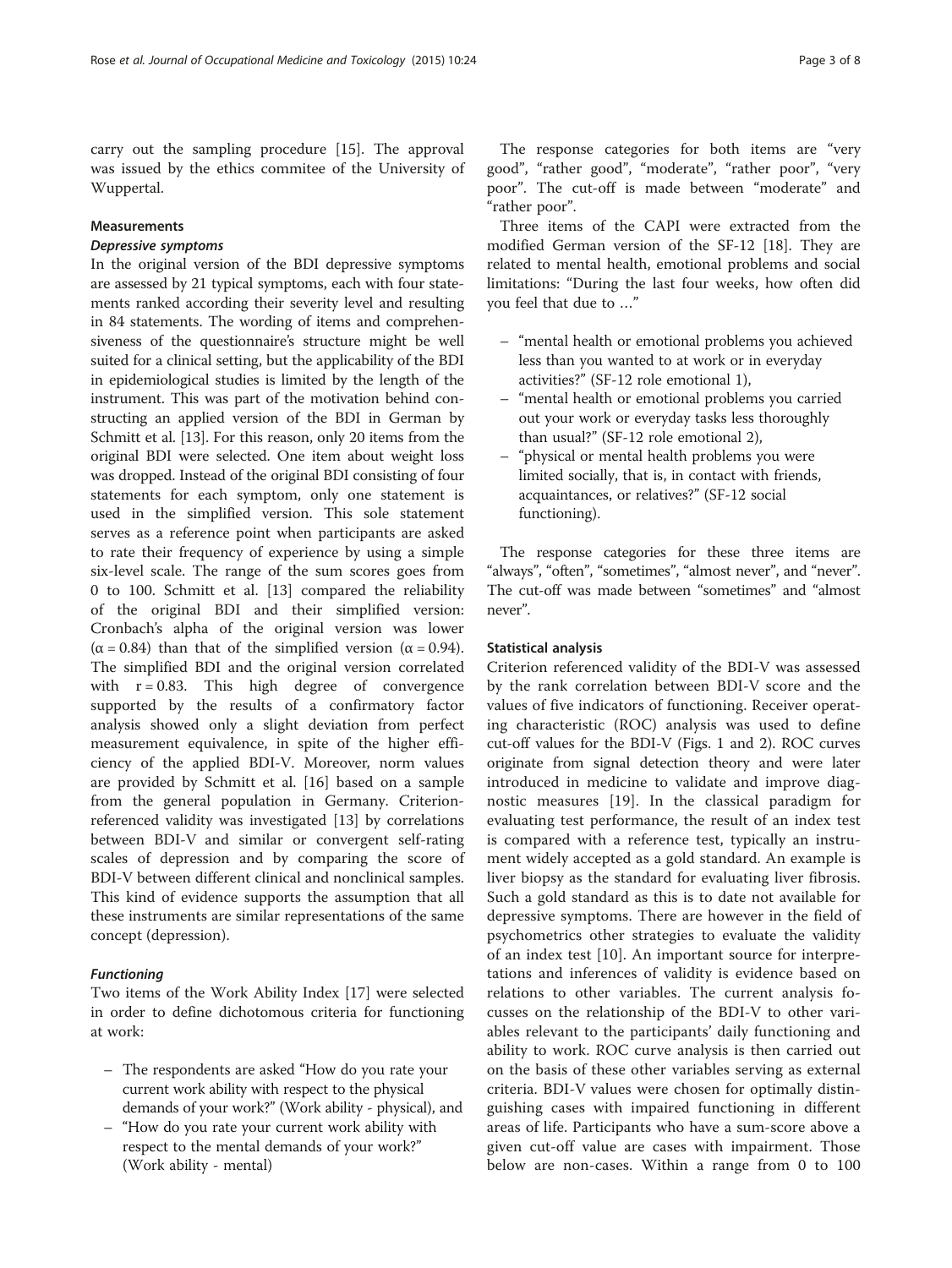carry out the sampling procedure [15]. The approval was issued by the ethics commitee of the University of Wuppertal.

## Measurements

### *Depressive symptoms*

In the original version of the BDI depressive symptoms are assessed by 21 typical symptoms, each with four statements ranked according their severity level and resulting in 84 statements. The wording of items and comprehensiveness of the questionnaire's structure might be well suited for a clinical setting, but the applicability of the BDI in epidemiological studies is limited by the length of the instrument. This was part of the motivation behind constructing an applied version of the BDI in German by Schmitt et al. [13]. For this reason, only 20 items from the original BDI were selected. One item about weight loss was dropped. Instead of the original BDI consisting of four statements for each symptom, only one statement is used in the simplified version. This sole statement serves as a reference point when participants are asked to rate their frequency of experience by using a simple six-level scale. The range of the sum scores goes from 0 to 100. Schmitt et al. [13] compared the reliability of the original BDI and their simplified version: Cronbach's alpha of the original version was lower ($\alpha = 0.84$) than that of the simplified version ($\alpha = 0.94$). The simplified BDI and the original version correlated with $r = 0.83$. This high degree of convergence supported by the results of a confirmatory factor analysis showed only a slight deviation from perfect measurement equivalence, in spite of the higher efficiency of the applied BDI-V. Moreover, norm values are provided by Schmitt et al. [16] based on a sample from the general population in Germany. Criterion-referenced validity was investigated [13] by correlations between BDI-V and similar or convergent self-rating scales of depression and by comparing the score of BDI-V between different clinical and nonclinical samples. This kind of evidence supports the assumption that all these instruments are similar representations of the same concept (depression).

### *Functioning*

Two items of the Work Ability Index [17] were selected in order to define dichotomous criteria for functioning at work:

- The respondents are asked "How do you rate your current work ability with respect to the physical demands of your work?" (Work ability - physical), and
- "How do you rate your current work ability with respect to the mental demands of your work?" (Work ability - mental)

The response categories for both items are "very good", "rather good", "moderate", "rather poor", "very poor". The cut-off is made between "moderate" and "rather poor".

Three items of the CAPI were extracted from the modified German version of the SF-12 [18]. They are related to mental health, emotional problems and social limitations: "During the last four weeks, how often did you feel that due to …"

- "mental health or emotional problems you achieved less than you wanted to at work or in everyday activities?" (SF-12 role emotional 1),
- "mental health or emotional problems you carried out your work or everyday tasks less thoroughly than usual?" (SF-12 role emotional 2),
- "physical or mental health problems you were limited socially, that is, in contact with friends, acquaintances, or relatives?" (SF-12 social functioning).

The response categories for these three items are "always", "often", "sometimes", "almost never", and "never". The cut-off was made between "sometimes" and "almost never".

## Statistical analysis

Criterion referenced validity of the BDI-V was assessed by the rank correlation between BDI-V score and the values of five indicators of functioning. Receiver operating characteristic (ROC) analysis was used to define cut-off values for the BDI-V (Figs. 1 and 2). ROC curves originate from signal detection theory and were later introduced in medicine to validate and improve diagnostic measures [19]. In the classical paradigm for evaluating test performance, the result of an index test is compared with a reference test, typically an instrument widely accepted as a gold standard. An example is liver biopsy as the standard for evaluating liver fibrosis. Such a gold standard as this is to date not available for depressive symptoms. There are however in the field of psychometrics other strategies to evaluate the validity of an index test [10]. An important source for interpretations and inferences of validity is evidence based on relations to other variables. The current analysis focusses on the relationship of the BDI-V to other variables relevant to the participants' daily functioning and ability to work. ROC curve analysis is then carried out on the basis of these other variables serving as external criteria. BDI-V values were chosen for optimally distinguishing cases with impaired functioning in different areas of life. Participants who have a sum-score above a given cut-off value are cases with impairment. Those below are non-cases. Within a range from 0 to 100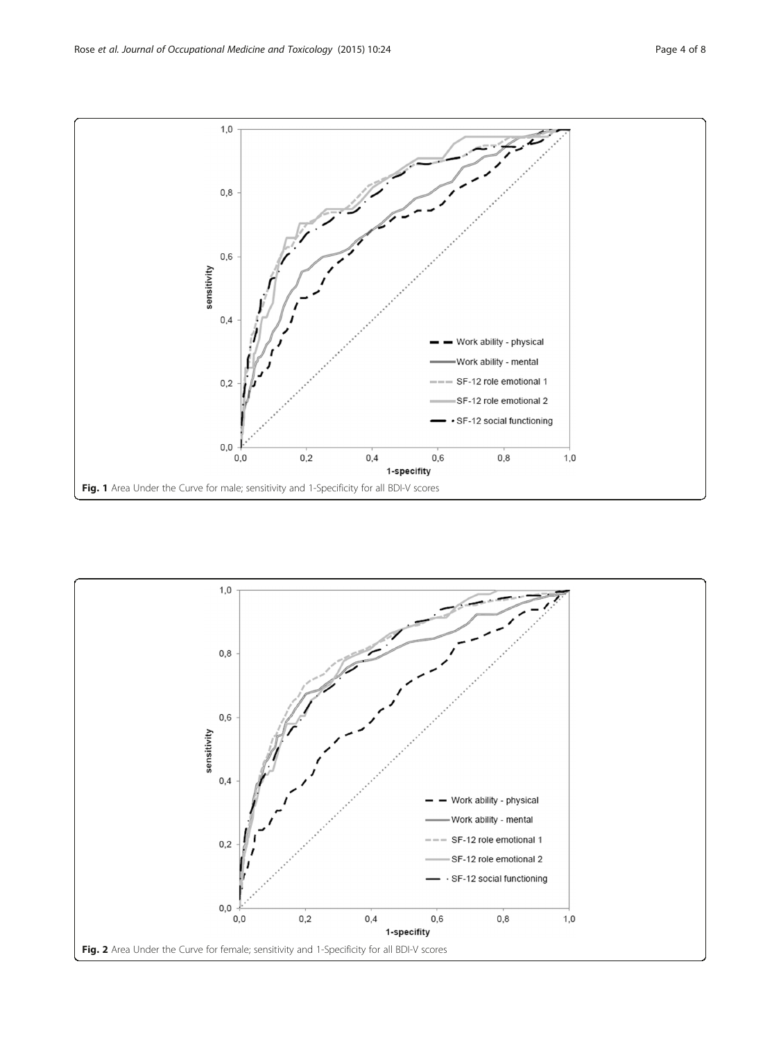**Fig. 1** Area Under the Curve for male; sensitivity and 1-Specificity for all BDI-V scores

**Fig. 2** Area Under the Curve for female; sensitivity and 1-Specificity for all BDI-V scores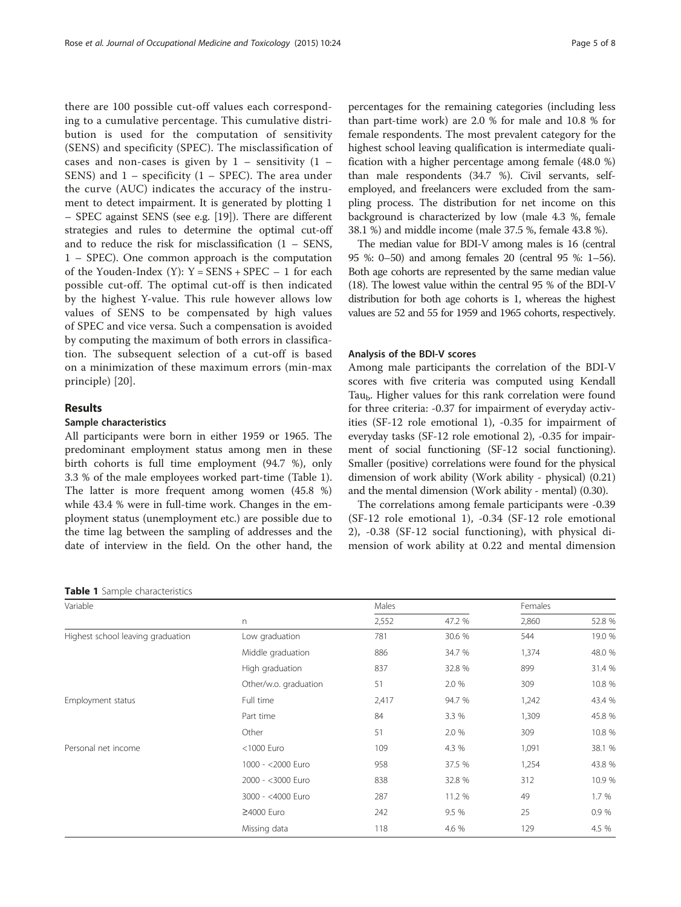there are 100 possible cut-off values each corresponding to a cumulative percentage. This cumulative distribution is used for the computation of sensitivity (SENS) and specificity (SPEC). The misclassification of cases and non-cases is given by 1 – sensitivity (1 – SENS) and 1 – specificity (1 – SPEC). The area under the curve (AUC) indicates the accuracy of the instrument to detect impairment. It is generated by plotting 1 – SPEC against SENS (see e.g. [19]). There are different strategies and rules to determine the optimal cut-off and to reduce the risk for misclassification (1 – SENS, 1 – SPEC). One common approach is the computation of the Youden-Index (Y): $Y = SENS + SPEC - 1$ for each possible cut-off. The optimal cut-off is then indicated by the highest Y-value. This rule however allows low values of SENS to be compensated by high values of SPEC and vice versa. Such a compensation is avoided by computing the maximum of both errors in classification. The subsequent selection of a cut-off is based on a minimization of these maximum errors (min-max principle) [20].

## Results

### Sample characteristics

All participants were born in either 1959 or 1965. The predominant employment status among men in these birth cohorts is full time employment (94.7 %), only 3.3 % of the male employees worked part-time (Table 1). The latter is more frequent among women (45.8 %) while 43.4 % were in full-time work. Changes in the employment status (unemployment etc.) are possible due to the time lag between the sampling of addresses and the date of interview in the field. On the other hand, the percentages for the remaining categories (including less than part-time work) are 2.0 % for male and 10.8 % for female respondents. The most prevalent category for the highest school leaving qualification is intermediate qualification with a higher percentage among female (48.0 %) than male respondents (34.7 %). Civil servants, self-employed, and freelancers were excluded from the sampling process. The distribution for net income on this background is characterized by low (male 4.3 %, female 38.1 %) and middle income (male 37.5 %, female 43.8 %).

The median value for BDI-V among males is 16 (central 95 %: 0–50) and among females 20 (central 95 %: 1–56). Both age cohorts are represented by the same median value (18). The lowest value within the central 95 % of the BDI-V distribution for both age cohorts is 1, whereas the highest values are 52 and 55 for 1959 and 1965 cohorts, respectively.

### Analysis of the BDI-V scores

Among male participants the correlation of the BDI-V scores with five criteria was computed using Kendall $Tau_b$. Higher values for this rank correlation were found for three criteria: -0.37 for impairment of everyday activities (SF-12 role emotional 1), -0.35 for impairment of everyday tasks (SF-12 role emotional 2), -0.35 for impairment of social functioning (SF-12 social functioning). Smaller (positive) correlations were found for the physical dimension of work ability (Work ability - physical) (0.21) and the mental dimension (Work ability - mental) (0.30).

The correlations among female participants were -0.39 (SF-12 role emotional 1), -0.34 (SF-12 role emotional 2), -0.38 (SF-12 social functioning), with physical dimension of work ability at 0.22 and mental dimension

**Table 1** Sample characteristics

| Variable | | Males | | Females | |
|---|---|---|---|---|---|
| | n | 2,552 | 47.2 % | 2,860 | 52.8 % |
| Highest school leaving graduation | Low graduation | 781 | 30.6 % | 544 | 19.0 % |
| | Middle graduation | 886 | 34.7 % | 1,374 | 48.0 % |
| | High graduation | 837 | 32.8 % | 899 | 31.4 % |
| | Other/w.o. graduation | 51 | 2.0 % | 309 | 10.8 % |
| Employment status | Full time | 2,417 | 94.7 % | 1,242 | 43.4 % |
| | Part time | 84 | 3.3 % | 1,309 | 45.8 % |
| | Other | 51 | 2.0 % | 309 | 10.8 % |
| Personal net income | <1000 Euro | 109 | 4.3 % | 1,091 | 38.1 % |
| | 1000 - <2000 Euro | 958 | 37.5 % | 1,254 | 43.8 % |
| | 2000 - <3000 Euro | 838 | 32.8 % | 312 | 10.9 % |
| | 3000 - <4000 Euro | 287 | 11.2 % | 49 | 1.7 % |
| | ≥4000 Euro | 242 | 9.5 % | 25 | 0.9 % |
| | Missing data | 118 | 4.6 % | 129 | 4.5 % |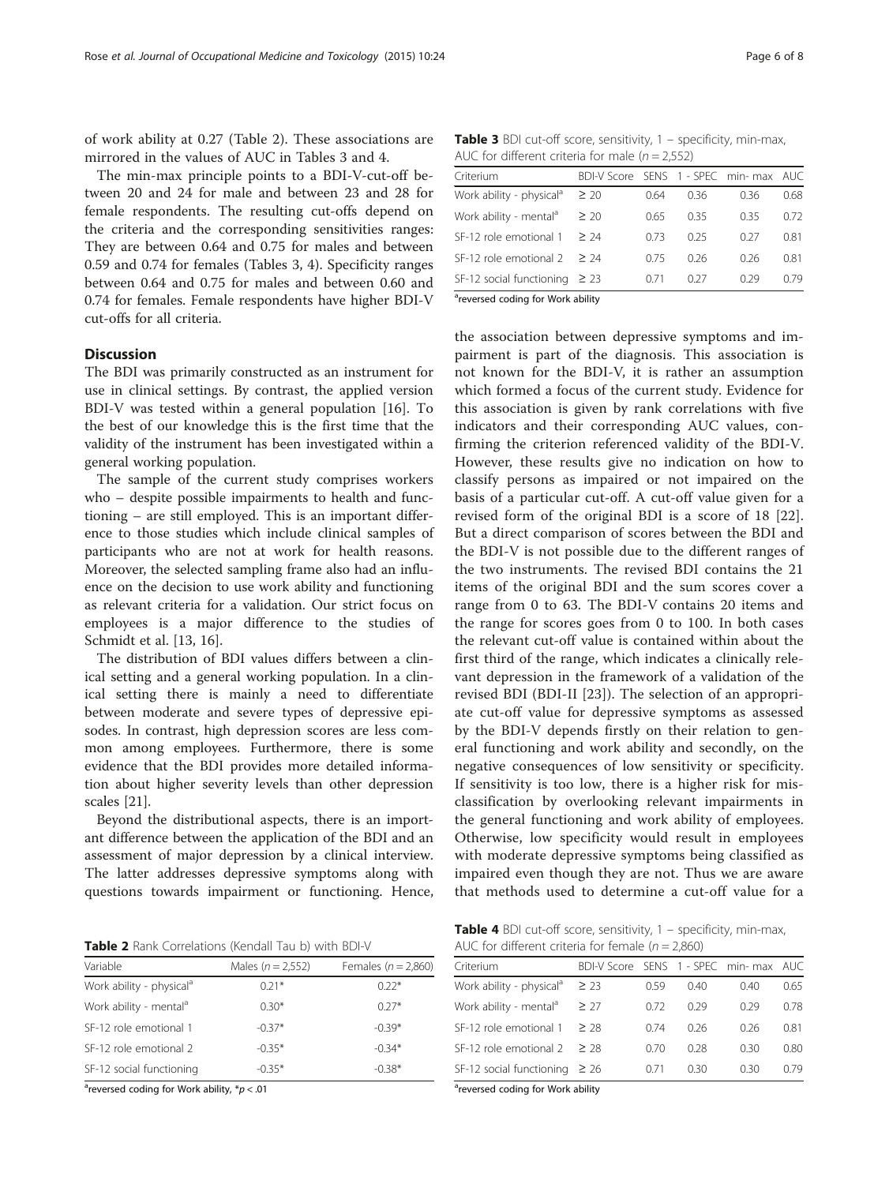of work ability at 0.27 (Table 2). These associations are mirrored in the values of AUC in Tables 3 and 4.

The min-max principle points to a BDI-V-cut-off between 20 and 24 for male and between 23 and 28 for female respondents. The resulting cut-offs depend on the criteria and the corresponding sensitivities ranges: They are between 0.64 and 0.75 for males and between 0.59 and 0.74 for females (Tables 3, 4). Specificity ranges between 0.64 and 0.75 for males and between 0.60 and 0.74 for females. Female respondents have higher BDI-V cut-offs for all criteria.

**Table 3** BDI cut-off score, sensitivity, 1 – specificity, min-max, AUC for different criteria for male (*n* = 2,552)

| Criterium | BDI-V Score | SENS | 1 - SPEC | min- max | AUC |
|---|---|---|---|---|---|
| Work ability - physical[a] | ≥ 20 | 0.64 | 0.36 | 0.36 | 0.68 |
| Work ability - mental[a] | ≥ 20 | 0.65 | 0.35 | 0.35 | 0.72 |
| SF-12 role emotional 1 | ≥ 24 | 0.73 | 0.25 | 0.27 | 0.81 |
| SF-12 role emotional 2 | ≥ 24 | 0.75 | 0.26 | 0.26 | 0.81 |
| SF-12 social functioning | ≥ 23 | 0.71 | 0.27 | 0.29 | 0.79 |

[a]reversed coding for Work ability

## Discussion

The BDI was primarily constructed as an instrument for use in clinical settings. By contrast, the applied version BDI-V was tested within a general population [16]. To the best of our knowledge this is the first time that the validity of the instrument has been investigated within a general working population.

The sample of the current study comprises workers who – despite possible impairments to health and functioning – are still employed. This is an important difference to those studies which include clinical samples of participants who are not at work for health reasons. Moreover, the selected sampling frame also had an influence on the decision to use work ability and functioning as relevant criteria for a validation. Our strict focus on employees is a major difference to the studies of Schmidt et al. [13, 16].

The distribution of BDI values differs between a clinical setting and a general working population. In a clinical setting there is mainly a need to differentiate between moderate and severe types of depressive episodes. In contrast, high depression scores are less common among employees. Furthermore, there is some evidence that the BDI provides more detailed information about higher severity levels than other depression scales [21].

Beyond the distributional aspects, there is an important difference between the application of the BDI and an assessment of major depression by a clinical interview. The latter addresses depressive symptoms along with questions towards impairment or functioning. Hence, the association between depressive symptoms and impairment is part of the diagnosis. This association is not known for the BDI-V, it is rather an assumption which formed a focus of the current study. Evidence for this association is given by rank correlations with five indicators and their corresponding AUC values, confirming the criterion referenced validity of the BDI-V. However, these results give no indication on how to classify persons as impaired or not impaired on the basis of a particular cut-off. A cut-off value given for a revised form of the original BDI is a score of 18 [22]. But a direct comparison of scores between the BDI and the BDI-V is not possible due to the different ranges of the two instruments. The revised BDI contains the 21 items of the original BDI and the sum scores cover a range from 0 to 63. The BDI-V contains 20 items and the range for scores goes from 0 to 100. In both cases the relevant cut-off value is contained within about the first third of the range, which indicates a clinically relevant depression in the framework of a validation of the revised BDI (BDI-II [23]). The selection of an appropriate cut-off value for depressive symptoms as assessed by the BDI-V depends firstly on their relation to general functioning and work ability and secondly, on the negative consequences of low sensitivity or specificity. If sensitivity is too low, there is a higher risk for misclassification by overlooking relevant impairments in the general functioning and work ability of employees. Otherwise, low specificity would result in employees with moderate depressive symptoms being classified as impaired even though they are not. Thus we are aware that methods used to determine a cut-off value for a

**Table 2** Rank Correlations (Kendall Tau b) with BDI-V

| Variable | Males (*n* = 2,552) | Females (*n* = 2,860) |
|---|---|---|
| Work ability - physical[a] | 0.21* | 0.22* |
| Work ability - mental[a] | 0.30* | 0.27* |
| SF-12 role emotional 1 | -0.37* | -0.39* |
| SF-12 role emotional 2 | -0.35* | -0.34* |
| SF-12 social functioning | -0.35* | -0.38* |

[a]reversed coding for Work ability, *$p < .01$

**Table 4** BDI cut-off score, sensitivity, 1 – specificity, min-max, AUC for different criteria for female (*n* = 2,860)

| Criterium | BDI-V Score | SENS | 1 - SPEC | min- max | AUC |
|---|---|---|---|---|---|
| Work ability - physical[a] | ≥ 23 | 0.59 | 0.40 | 0.40 | 0.65 |
| Work ability - mental[a] | ≥ 27 | 0.72 | 0.29 | 0.29 | 0.78 |
| SF-12 role emotional 1 | ≥ 28 | 0.74 | 0.26 | 0.26 | 0.81 |
| SF-12 role emotional 2 | ≥ 28 | 0.70 | 0.28 | 0.30 | 0.80 |
| SF-12 social functioning | ≥ 26 | 0.71 | 0.30 | 0.30 | 0.79 |

[a]reversed coding for Work ability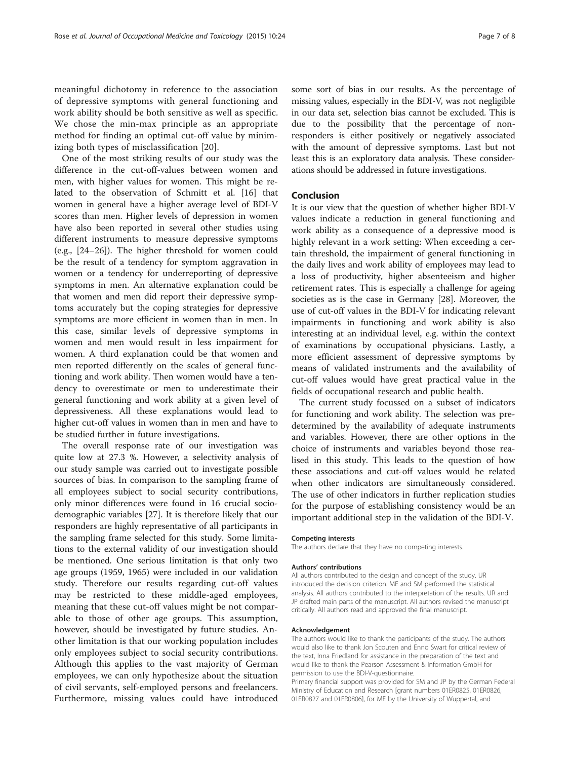meaningful dichotomy in reference to the association of depressive symptoms with general functioning and work ability should be both sensitive as well as specific. We chose the min-max principle as an appropriate method for finding an optimal cut-off value by minimizing both types of misclassification [20].

One of the most striking results of our study was the difference in the cut-off-values between women and men, with higher values for women. This might be related to the observation of Schmitt et al. [16] that women in general have a higher average level of BDI-V scores than men. Higher levels of depression in women have also been reported in several other studies using different instruments to measure depressive symptoms (e.g., [24–26]). The higher threshold for women could be the result of a tendency for symptom aggravation in women or a tendency for underreporting of depressive symptoms in men. An alternative explanation could be that women and men did report their depressive symptoms accurately but the coping strategies for depressive symptoms are more efficient in women than in men. In this case, similar levels of depressive symptoms in women and men would result in less impairment for women. A third explanation could be that women and men reported differently on the scales of general functioning and work ability. Then women would have a tendency to overestimate or men to underestimate their general functioning and work ability at a given level of depressiveness. All these explanations would lead to higher cut-off values in women than in men and have to be studied further in future investigations.

The overall response rate of our investigation was quite low at 27.3 %. However, a selectivity analysis of our study sample was carried out to investigate possible sources of bias. In comparison to the sampling frame of all employees subject to social security contributions, only minor differences were found in 16 crucial sociodemographic variables [27]. It is therefore likely that our responders are highly representative of all participants in the sampling frame selected for this study. Some limitations to the external validity of our investigation should be mentioned. One serious limitation is that only two age groups (1959, 1965) were included in our validation study. Therefore our results regarding cut-off values may be restricted to these middle-aged employees, meaning that these cut-off values might be not comparable to those of other age groups. This assumption, however, should be investigated by future studies. Another limitation is that our working population includes only employees subject to social security contributions. Although this applies to the vast majority of German employees, we can only hypothesize about the situation of civil servants, self-employed persons and freelancers. Furthermore, missing values could have introduced some sort of bias in our results. As the percentage of missing values, especially in the BDI-V, was not negligible in our data set, selection bias cannot be excluded. This is due to the possibility that the percentage of non-responders is either positively or negatively associated with the amount of depressive symptoms. Last but not least this is an exploratory data analysis. These considerations should be addressed in future investigations.

## Conclusion

It is our view that the question of whether higher BDI-V values indicate a reduction in general functioning and work ability as a consequence of a depressive mood is highly relevant in a work setting: When exceeding a certain threshold, the impairment of general functioning in the daily lives and work ability of employees may lead to a loss of productivity, higher absenteeism and higher retirement rates. This is especially a challenge for ageing societies as is the case in Germany [28]. Moreover, the use of cut-off values in the BDI-V for indicating relevant impairments in functioning and work ability is also interesting at an individual level, e.g. within the context of examinations by occupational physicians. Lastly, a more efficient assessment of depressive symptoms by means of validated instruments and the availability of cut-off values would have great practical value in the fields of occupational research and public health.

The current study focussed on a subset of indicators for functioning and work ability. The selection was predetermined by the availability of adequate instruments and variables. However, there are other options in the choice of instruments and variables beyond those realised in this study. This leads to the question of how these associations and cut-off values would be related when other indicators are simultaneously considered. The use of other indicators in further replication studies for the purpose of establishing consistency would be an important additional step in the validation of the BDI-V.

#### Competing interests

The authors declare that they have no competing interests.

#### Authors' contributions

All authors contributed to the design and concept of the study. UR introduced the decision criterion. ME and SM performed the statistical analysis. All authors contributed to the interpretation of the results. UR and JP drafted main parts of the manuscript. All authors revised the manuscript critically. All authors read and approved the final manuscript.

#### Acknowledgement

The authors would like to thank the participants of the study. The authors would also like to thank Jon Scouten and Enno Swart for critical review of the text, Inna Friedland for assistance in the preparation of the text and would like to thank the Pearson Assessment & Information GmbH for permission to use the BDI-V-questionnaire.

Primary financial support was provided for SM and JP by the German Federal Ministry of Education and Research [grant numbers 01ER0825, 01ER0826, 01ER0827 and 01ER0806], for ME by the University of Wuppertal, and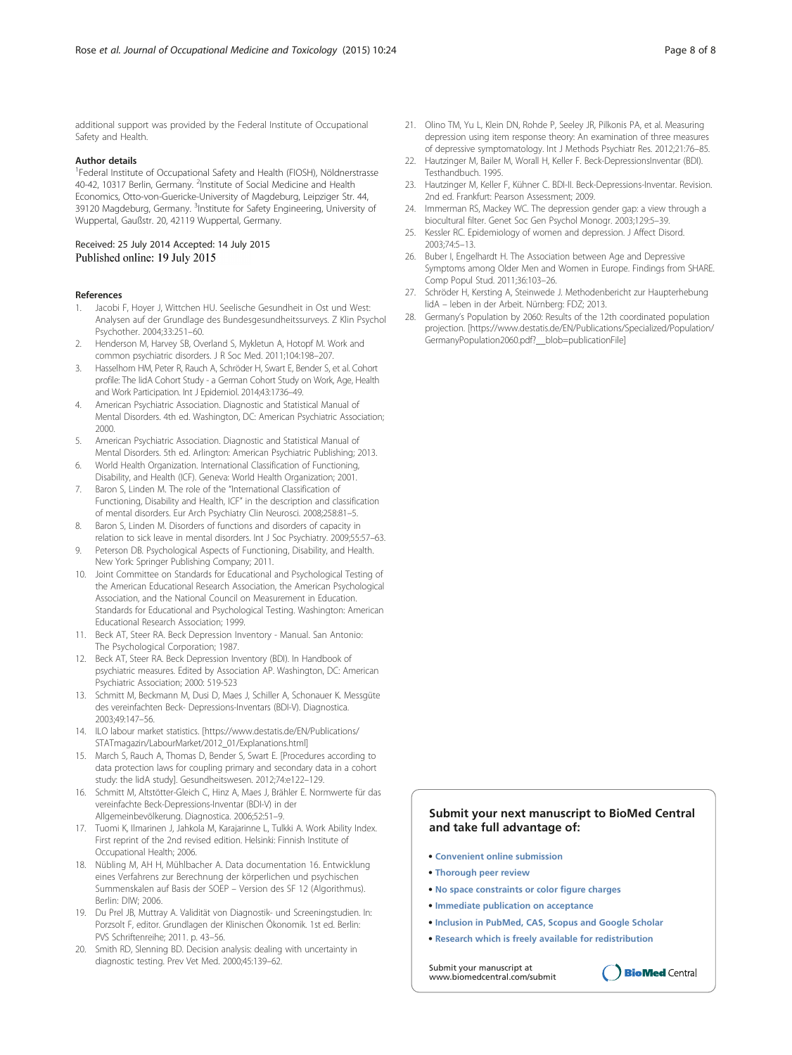additional support was provided by the Federal Institute of Occupational Safety and Health.

#### Author details

[1]Federal Institute of Occupational Safety and Health (FIOSH), Nöldnerstrasse 40-42, 10317 Berlin, Germany. [2]Institute of Social Medicine and Health Economics, Otto-von-Guericke-University of Magdeburg, Leipziger Str. 44, 39120 Magdeburg, Germany. [3]Institute for Safety Engineering, University of Wuppertal, Gaußstr. 20, 42119 Wuppertal, Germany.

Received: 25 July 2014 Accepted: 14 July 2015
Published online: 19 July 2015

#### References

1. Jacobi F, Hoyer J, Wittchen HU. Seelische Gesundheit in Ost und West: Analysen auf der Grundlage des Bundesgesundheitssurveys. Z Klin Psychol Psychother. 2004;33:251–60.
2. Henderson M, Harvey SB, Overland S, Mykletun A, Hotopf M. Work and common psychiatric disorders. J R Soc Med. 2011;104:198–207.
3. Hasselhorn HM, Peter R, Rauch A, Schröder H, Swart E, Bender S, et al. Cohort profile: The lidA Cohort Study - a German Cohort Study on Work, Age, Health and Work Participation. Int J Epidemiol. 2014;43:1736–49.
4. American Psychiatric Association. Diagnostic and Statistical Manual of Mental Disorders. 4th ed. Washington, DC: American Psychiatric Association; 2000.
5. American Psychiatric Association. Diagnostic and Statistical Manual of Mental Disorders. 5th ed. Arlington: American Psychiatric Publishing; 2013.
6. World Health Organization. International Classification of Functioning, Disability, and Health (ICF). Geneva: World Health Organization; 2001.
7. Baron S, Linden M. The role of the "International Classification of Functioning, Disability and Health, ICF" in the description and classification of mental disorders. Eur Arch Psychiatry Clin Neurosci. 2008;258:81–5.
8. Baron S, Linden M. Disorders of functions and disorders of capacity in relation to sick leave in mental disorders. Int J Soc Psychiatry. 2009;55:57–63.
9. Peterson DB. Psychological Aspects of Functioning, Disability, and Health. New York: Springer Publishing Company; 2011.
10. Joint Committee on Standards for Educational and Psychological Testing of the American Educational Research Association, the American Psychological Association, and the National Council on Measurement in Education. Standards for Educational and Psychological Testing. Washington: American Educational Research Association; 1999.
11. Beck AT, Steer RA. Beck Depression Inventory - Manual. San Antonio: The Psychological Corporation; 1987.
12. Beck AT, Steer RA. Beck Depression Inventory (BDI). In Handbook of psychiatric measures. Edited by Association AP. Washington, DC: American Psychiatric Association; 2000: 519-523
13. Schmitt M, Beckmann M, Dusi D, Maes J, Schiller A, Schonauer K. Messgüte des vereinfachten Beck- Depressions-Inventars (BDI-V). Diagnostica. 2003;49:147–56.
14. ILO labour market statistics. [https://www.destatis.de/EN/Publications/STATmagazin/LabourMarket/2012_01/Explanations.html]
15. March S, Rauch A, Thomas D, Bender S, Swart E. [Procedures according to data protection laws for coupling primary and secondary data in a cohort study: the lidA study]. Gesundheitswesen. 2012;74:e122–129.
16. Schmitt M, Altstötter-Gleich C, Hinz A, Maes J, Brähler E. Normwerte für das vereinfachte Beck-Depressions-Inventar (BDI-V) in der Allgemeinbevölkerung. Diagnostica. 2006;52:51–9.
17. Tuomi K, Ilmarinen J, Jahkola M, Karajarinne L, Tulkki A. Work Ability Index. First reprint of the 2nd revised edition. Helsinki: Finnish Institute of Occupational Health; 2006.
18. Nübling M, AH H, Mühlbacher A. Data documentation 16. Entwicklung eines Verfahrens zur Berechnung der körperlichen und psychischen Summenskalen auf Basis der SOEP – Version des SF 12 (Algorithmus). Berlin: DIW; 2006.
19. Du Prel JB, Muttray A. Validität von Diagnostik- und Screeningstudien. In: Porzsolt F, editor. Grundlagen der Klinischen Ökonomik. 1st ed. Berlin: PVS Schriftenreihe; 2011. p. 43–56.
20. Smith RD, Slenning BD. Decision analysis: dealing with uncertainty in diagnostic testing. Prev Vet Med. 2000;45:139–62.
21. Olino TM, Yu L, Klein DN, Rohde P, Seeley JR, Pilkonis PA, et al. Measuring depression using item response theory: An examination of three measures of depressive symptomatology. Int J Methods Psychiatr Res. 2012;21:76–85.
22. Hautzinger M, Bailer M, Worall H, Keller F. Beck-DepressionsInventar (BDI). Testhandbuch. 1995.
23. Hautzinger M, Keller F, Kühner C. BDI-II. Beck-Depressions-Inventar. Revision. 2nd ed. Frankfurt: Pearson Assessment; 2009.
24. Immerman RS, Mackey WC. The depression gender gap: a view through a biocultural filter. Genet Soc Gen Psychol Monogr. 2003;129:5–39.
25. Kessler RC. Epidemiology of women and depression. J Affect Disord. 2003;74:5–13.
26. Buber I, Engelhardt H. The Association between Age and Depressive Symptoms among Older Men and Women in Europe. Findings from SHARE. Comp Popul Stud. 2011;36:103–26.
27. Schröder H, Kersting A, Steinwede J. Methodenbericht zur Haupterhebung lidA – leben in der Arbeit. Nürnberg: FDZ; 2013.
28. Germany's Population by 2060: Results of the 12th coordinated population projection. [https://www.destatis.de/EN/Publications/Specialized/Population/GermanyPopulation2060.pdf?__blob=publicationFile]

**Submit your next manuscript to BioMed Central and take full advantage of:**

- Convenient online submission
- Thorough peer review
- No space constraints or color figure charges
- Immediate publication on acceptance
- Inclusion in PubMed, CAS, Scopus and Google Scholar
- Research which is freely available for redistribution

Submit your manuscript at www.biomedcentral.com/submit

BioMed Central